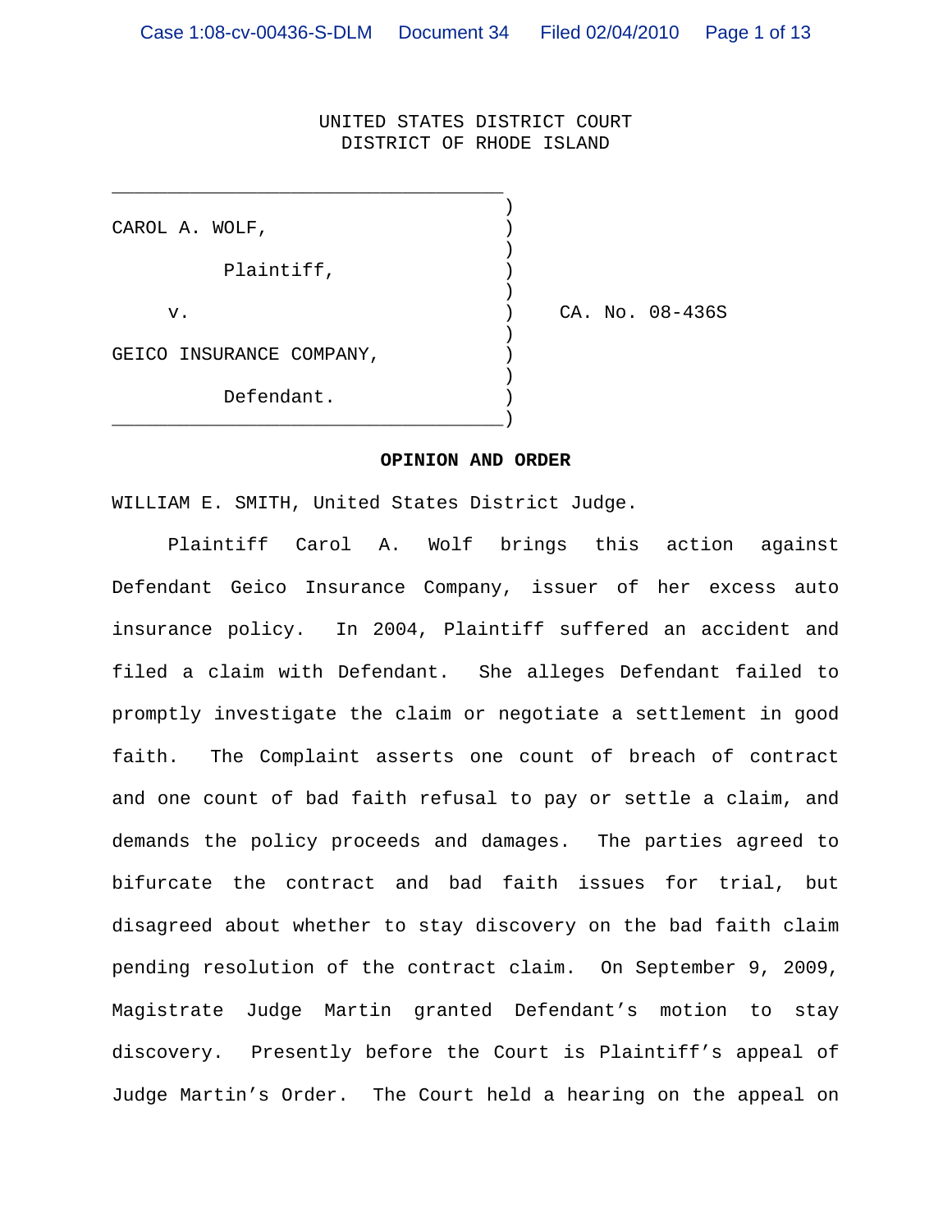UNITED STATES DISTRICT COURT
DISTRICT OF RHODE ISLAND

CAROL A. WOLF,

Plaintiff,

v.

GEICO INSURANCE COMPANY,

Defendant.

CA. No. 08-436S

**OPINION AND ORDER**

WILLIAM E. SMITH, United States District Judge.

Plaintiff Carol A. Wolf brings this action against Defendant Geico Insurance Company, issuer of her excess auto insurance policy. In 2004, Plaintiff suffered an accident and filed a claim with Defendant. She alleges Defendant failed to promptly investigate the claim or negotiate a settlement in good faith. The Complaint asserts one count of breach of contract and one count of bad faith refusal to pay or settle a claim, and demands the policy proceeds and damages. The parties agreed to bifurcate the contract and bad faith issues for trial, but disagreed about whether to stay discovery on the bad faith claim pending resolution of the contract claim. On September 9, 2009, Magistrate Judge Martin granted Defendant's motion to stay discovery. Presently before the Court is Plaintiff's appeal of Judge Martin's Order. The Court held a hearing on the appeal on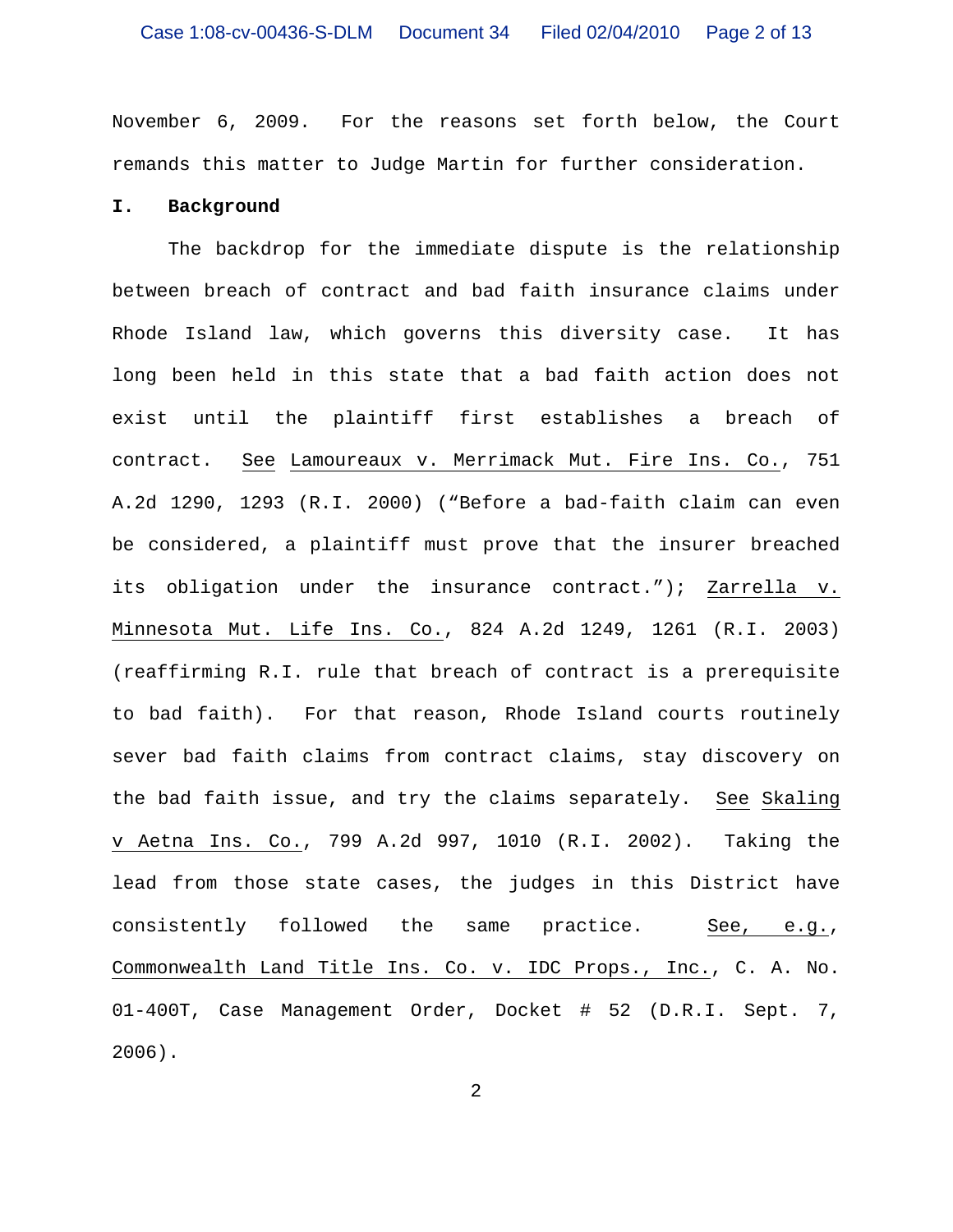November 6, 2009. For the reasons set forth below, the Court remands this matter to Judge Martin for further consideration.

**I. Background**

The backdrop for the immediate dispute is the relationship between breach of contract and bad faith insurance claims under Rhode Island law, which governs this diversity case. It has long been held in this state that a bad faith action does not exist until the plaintiff first establishes a breach of contract. See Lamoureaux v. Merrimack Mut. Fire Ins. Co., 751 A.2d 1290, 1293 (R.I. 2000) ("Before a bad-faith claim can even be considered, a plaintiff must prove that the insurer breached its obligation under the insurance contract."); Zarrella v. Minnesota Mut. Life Ins. Co., 824 A.2d 1249, 1261 (R.I. 2003) (reaffirming R.I. rule that breach of contract is a prerequisite to bad faith). For that reason, Rhode Island courts routinely sever bad faith claims from contract claims, stay discovery on the bad faith issue, and try the claims separately. See Skaling v Aetna Ins. Co., 799 A.2d 997, 1010 (R.I. 2002). Taking the lead from those state cases, the judges in this District have consistently followed the same practice. See, e.g., Commonwealth Land Title Ins. Co. v. IDC Props., Inc., C. A. No. 01-400T, Case Management Order, Docket # 52 (D.R.I. Sept. 7, 2006).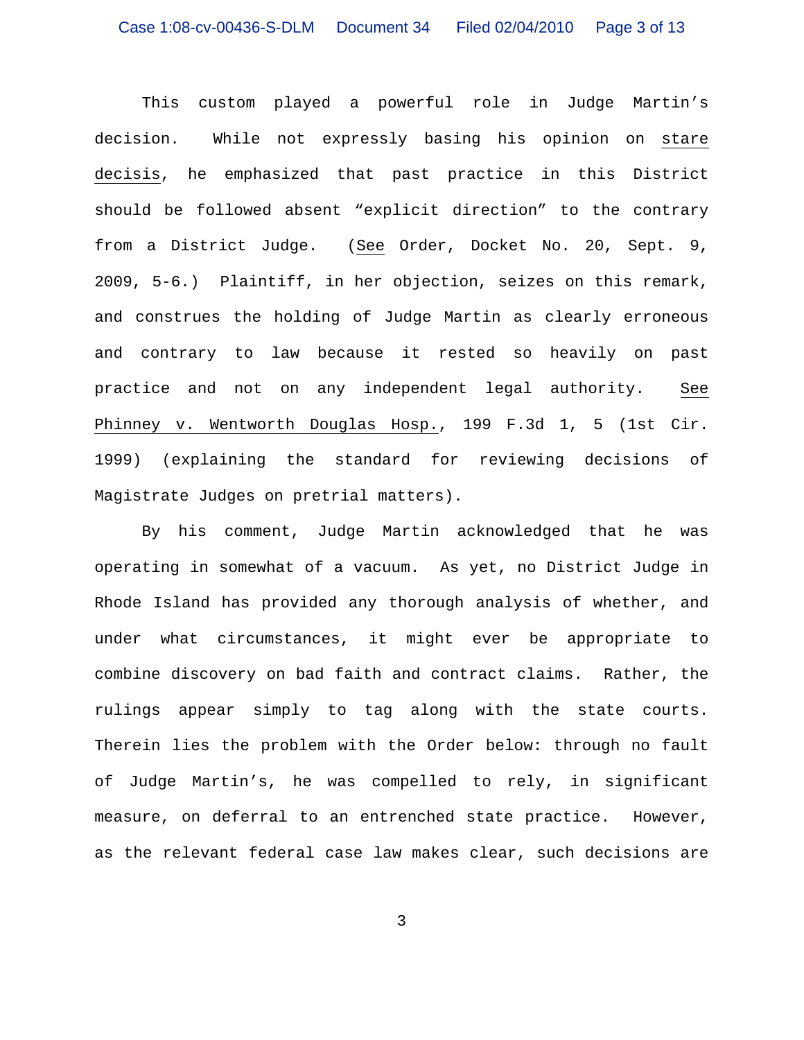This custom played a powerful role in Judge Martin's decision. While not expressly basing his opinion on stare decisis, he emphasized that past practice in this District should be followed absent "explicit direction" to the contrary from a District Judge. (See Order, Docket No. 20, Sept. 9, 2009, 5-6.) Plaintiff, in her objection, seizes on this remark, and construes the holding of Judge Martin as clearly erroneous and contrary to law because it rested so heavily on past practice and not on any independent legal authority. See Phinney v. Wentworth Douglas Hosp., 199 F.3d 1, 5 (1st Cir. 1999) (explaining the standard for reviewing decisions of Magistrate Judges on pretrial matters).

By his comment, Judge Martin acknowledged that he was operating in somewhat of a vacuum. As yet, no District Judge in Rhode Island has provided any thorough analysis of whether, and under what circumstances, it might ever be appropriate to combine discovery on bad faith and contract claims. Rather, the rulings appear simply to tag along with the state courts. Therein lies the problem with the Order below: through no fault of Judge Martin's, he was compelled to rely, in significant measure, on deferral to an entrenched state practice. However, as the relevant federal case law makes clear, such decisions are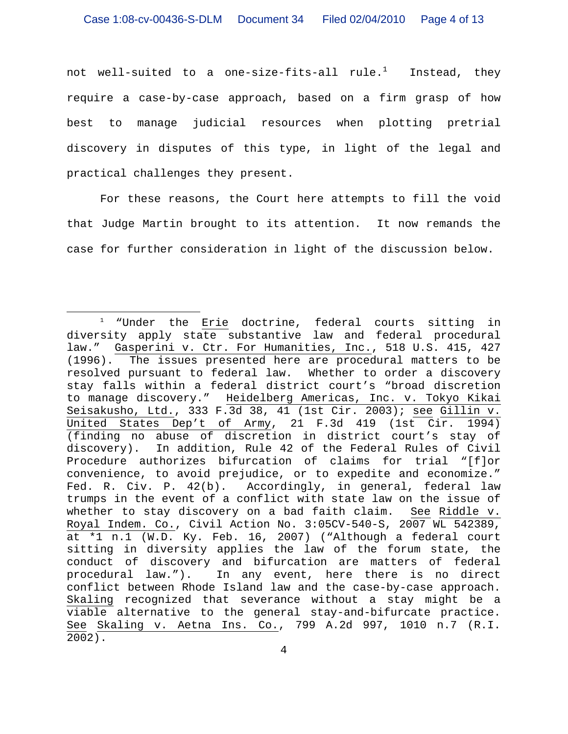not well-suited to a one-size-fits-all rule.[1] Instead, they require a case-by-case approach, based on a firm grasp of how best to manage judicial resources when plotting pretrial discovery in disputes of this type, in light of the legal and practical challenges they present.

For these reasons, the Court here attempts to fill the void that Judge Martin brought to its attention. It now remands the case for further consideration in light of the discussion below.

---

[1] "Under the Erie doctrine, federal courts sitting in diversity apply state substantive law and federal procedural law." Gasperini v. Ctr. For Humanities, Inc., 518 U.S. 415, 427 (1996). The issues presented here are procedural matters to be resolved pursuant to federal law. Whether to order a discovery stay falls within a federal district court's "broad discretion to manage discovery." Heidelberg Americas, Inc. v. Tokyo Kikai Seisakusho, Ltd., 333 F.3d 38, 41 (1st Cir. 2003); see Gillin v. United States Dep't of Army, 21 F.3d 419 (1st Cir. 1994) (finding no abuse of discretion in district court's stay of discovery). In addition, Rule 42 of the Federal Rules of Civil Procedure authorizes bifurcation of claims for trial "[f]or convenience, to avoid prejudice, or to expedite and economize." Fed. R. Civ. P. 42(b). Accordingly, in general, federal law trumps in the event of a conflict with state law on the issue of whether to stay discovery on a bad faith claim. See Riddle v. Royal Indem. Co., Civil Action No. 3:05CV-540-S, 2007 WL 542389, at *1 n.1 (W.D. Ky. Feb. 16, 2007) ("Although a federal court sitting in diversity applies the law of the forum state, the conduct of discovery and bifurcation are matters of federal procedural law."). In any event, here there is no direct conflict between Rhode Island law and the case-by-case approach. Skaling recognized that severance without a stay might be a viable alternative to the general stay-and-bifurcate practice. See Skaling v. Aetna Ins. Co., 799 A.2d 997, 1010 n.7 (R.I. 2002).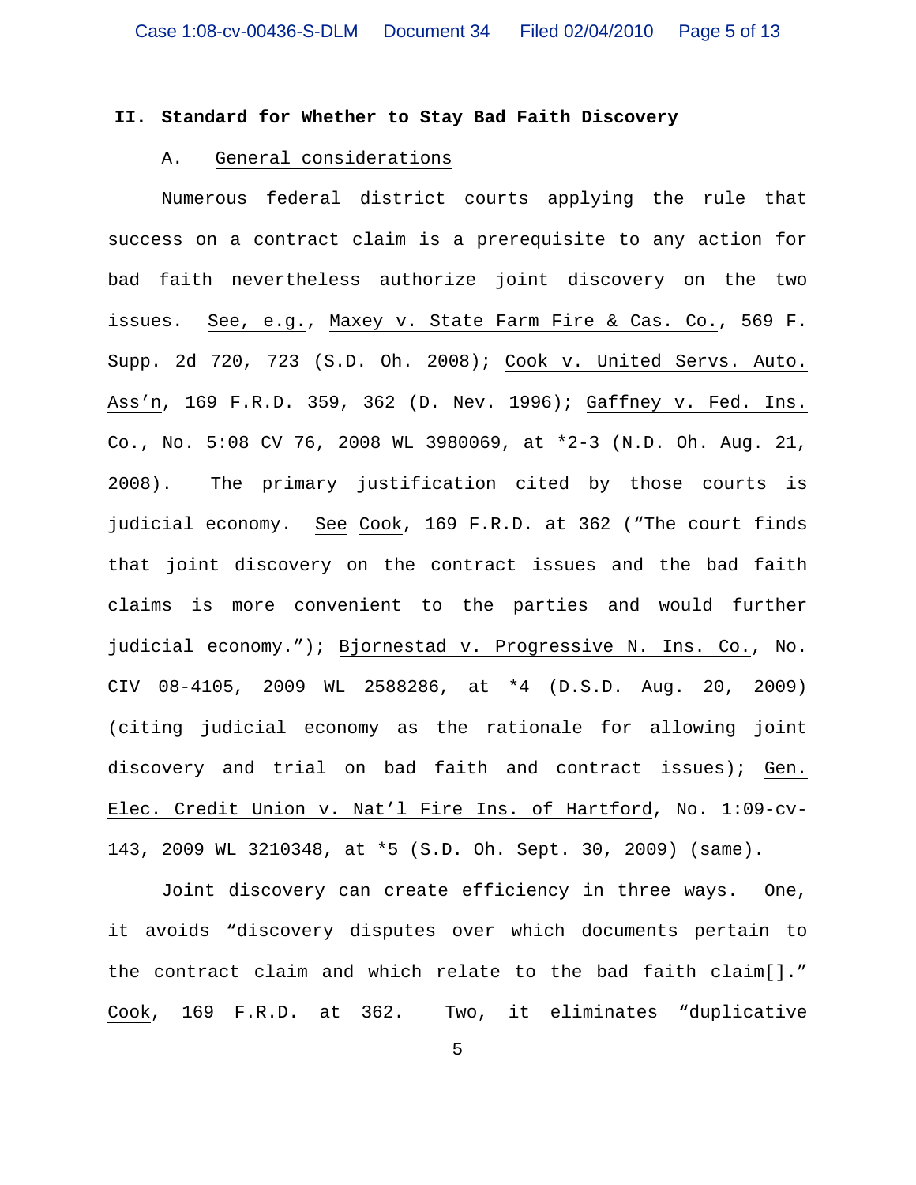## II. Standard for Whether to Stay Bad Faith Discovery

### A. General considerations

Numerous federal district courts applying the rule that success on a contract claim is a prerequisite to any action for bad faith nevertheless authorize joint discovery on the two issues. See, e.g., Maxey v. State Farm Fire & Cas. Co., 569 F. Supp. 2d 720, 723 (S.D. Oh. 2008); Cook v. United Servs. Auto. Ass'n, 169 F.R.D. 359, 362 (D. Nev. 1996); Gaffney v. Fed. Ins. Co., No. 5:08 CV 76, 2008 WL 3980069, at *2-3 (N.D. Oh. Aug. 21, 2008). The primary justification cited by those courts is judicial economy. See Cook, 169 F.R.D. at 362 ("The court finds that joint discovery on the contract issues and the bad faith claims is more convenient to the parties and would further judicial economy."); Bjornestad v. Progressive N. Ins. Co., No. CIV 08-4105, 2009 WL 2588286, at *4 (D.S.D. Aug. 20, 2009) (citing judicial economy as the rationale for allowing joint discovery and trial on bad faith and contract issues); Gen. Elec. Credit Union v. Nat'l Fire Ins. of Hartford, No. 1:09-cv-143, 2009 WL 3210348, at *5 (S.D. Oh. Sept. 30, 2009) (same).

Joint discovery can create efficiency in three ways. One, it avoids "discovery disputes over which documents pertain to the contract claim and which relate to the bad faith claim[]." Cook, 169 F.R.D. at 362. Two, it eliminates "duplicative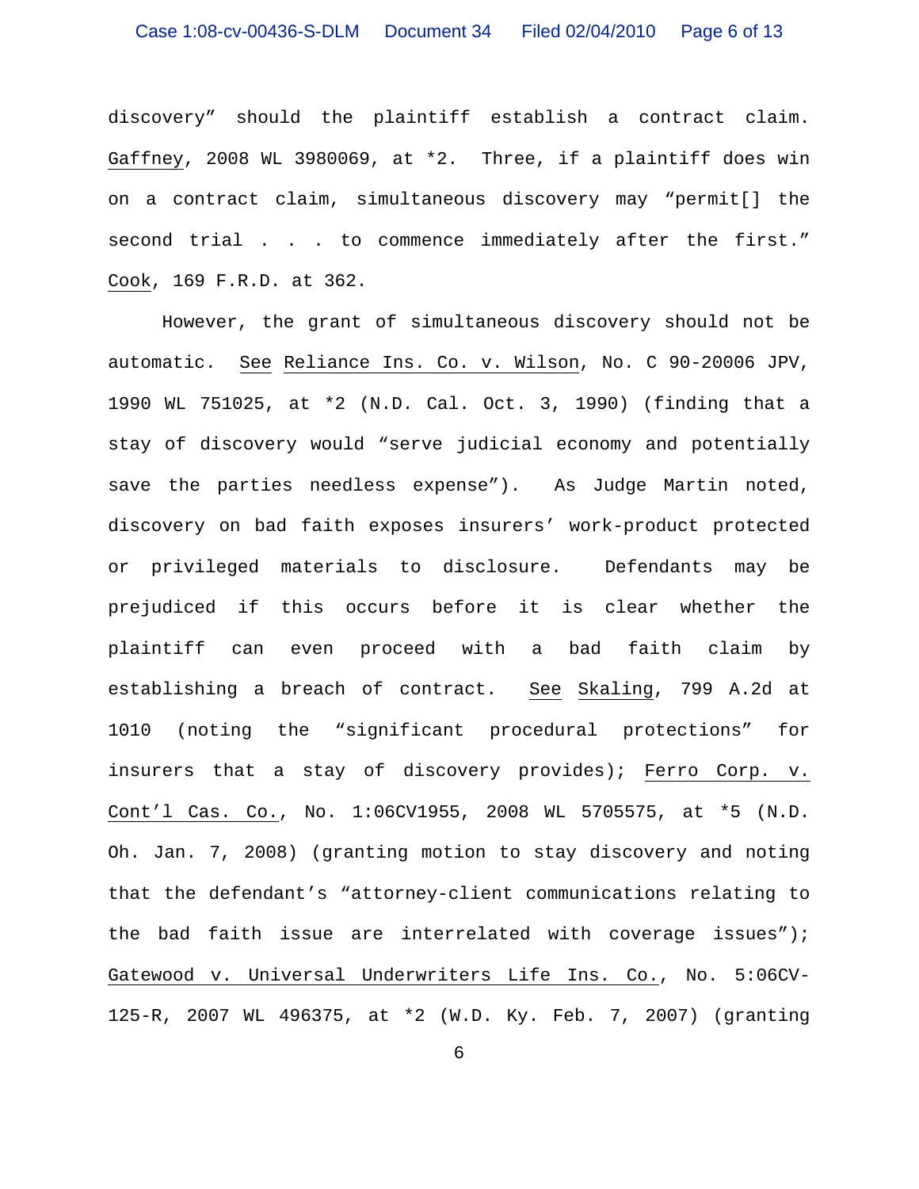discovery" should the plaintiff establish a contract claim. Gaffney, 2008 WL 3980069, at *2. Three, if a plaintiff does win on a contract claim, simultaneous discovery may "permit[] the second trial . . . to commence immediately after the first." Cook, 169 F.R.D. at 362.

However, the grant of simultaneous discovery should not be automatic. See Reliance Ins. Co. v. Wilson, No. C 90-20006 JPV, 1990 WL 751025, at *2 (N.D. Cal. Oct. 3, 1990) (finding that a stay of discovery would "serve judicial economy and potentially save the parties needless expense"). As Judge Martin noted, discovery on bad faith exposes insurers' work-product protected or privileged materials to disclosure. Defendants may be prejudiced if this occurs before it is clear whether the plaintiff can even proceed with a bad faith claim by establishing a breach of contract. See Skaling, 799 A.2d at 1010 (noting the "significant procedural protections" for insurers that a stay of discovery provides); Ferro Corp. v. Cont'l Cas. Co., No. 1:06CV1955, 2008 WL 5705575, at *5 (N.D. Oh. Jan. 7, 2008) (granting motion to stay discovery and noting that the defendant's "attorney-client communications relating to the bad faith issue are interrelated with coverage issues"); Gatewood v. Universal Underwriters Life Ins. Co., No. 5:06CV-125-R, 2007 WL 496375, at *2 (W.D. Ky. Feb. 7, 2007) (granting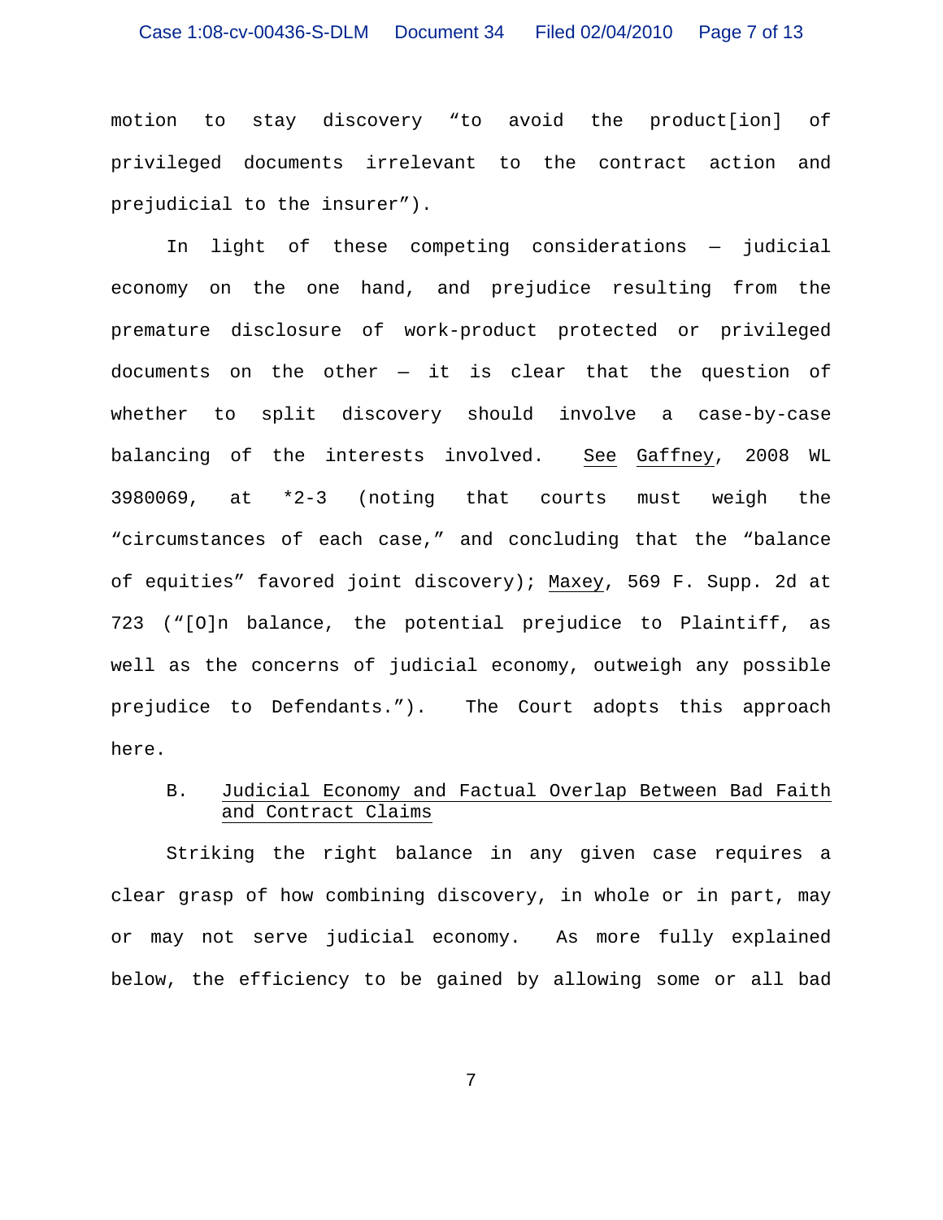motion to stay discovery "to avoid the product[ion] of privileged documents irrelevant to the contract action and prejudicial to the insurer").

In light of these competing considerations — judicial economy on the one hand, and prejudice resulting from the premature disclosure of work-product protected or privileged documents on the other — it is clear that the question of whether to split discovery should involve a case-by-case balancing of the interests involved. See Gaffney, 2008 WL 3980069, at *2-3 (noting that courts must weigh the "circumstances of each case," and concluding that the "balance of equities" favored joint discovery); Maxey, 569 F. Supp. 2d at 723 ("[O]n balance, the potential prejudice to Plaintiff, as well as the concerns of judicial economy, outweigh any possible prejudice to Defendants."). The Court adopts this approach here.

B. Judicial Economy and Factual Overlap Between Bad Faith and Contract Claims

Striking the right balance in any given case requires a clear grasp of how combining discovery, in whole or in part, may or may not serve judicial economy. As more fully explained below, the efficiency to be gained by allowing some or all bad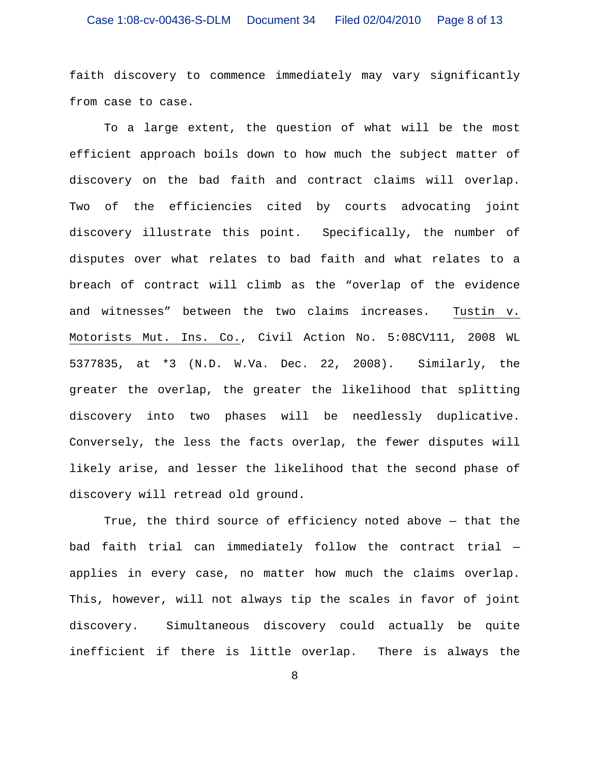faith discovery to commence immediately may vary significantly from case to case.

To a large extent, the question of what will be the most efficient approach boils down to how much the subject matter of discovery on the bad faith and contract claims will overlap. Two of the efficiencies cited by courts advocating joint discovery illustrate this point. Specifically, the number of disputes over what relates to bad faith and what relates to a breach of contract will climb as the "overlap of the evidence and witnesses" between the two claims increases. Tustin v. Motorists Mut. Ins. Co., Civil Action No. 5:08CV111, 2008 WL 5377835, at *3 (N.D. W.Va. Dec. 22, 2008). Similarly, the greater the overlap, the greater the likelihood that splitting discovery into two phases will be needlessly duplicative. Conversely, the less the facts overlap, the fewer disputes will likely arise, and lesser the likelihood that the second phase of discovery will retread old ground.

True, the third source of efficiency noted above — that the bad faith trial can immediately follow the contract trial — applies in every case, no matter how much the claims overlap. This, however, will not always tip the scales in favor of joint discovery. Simultaneous discovery could actually be quite inefficient if there is little overlap. There is always the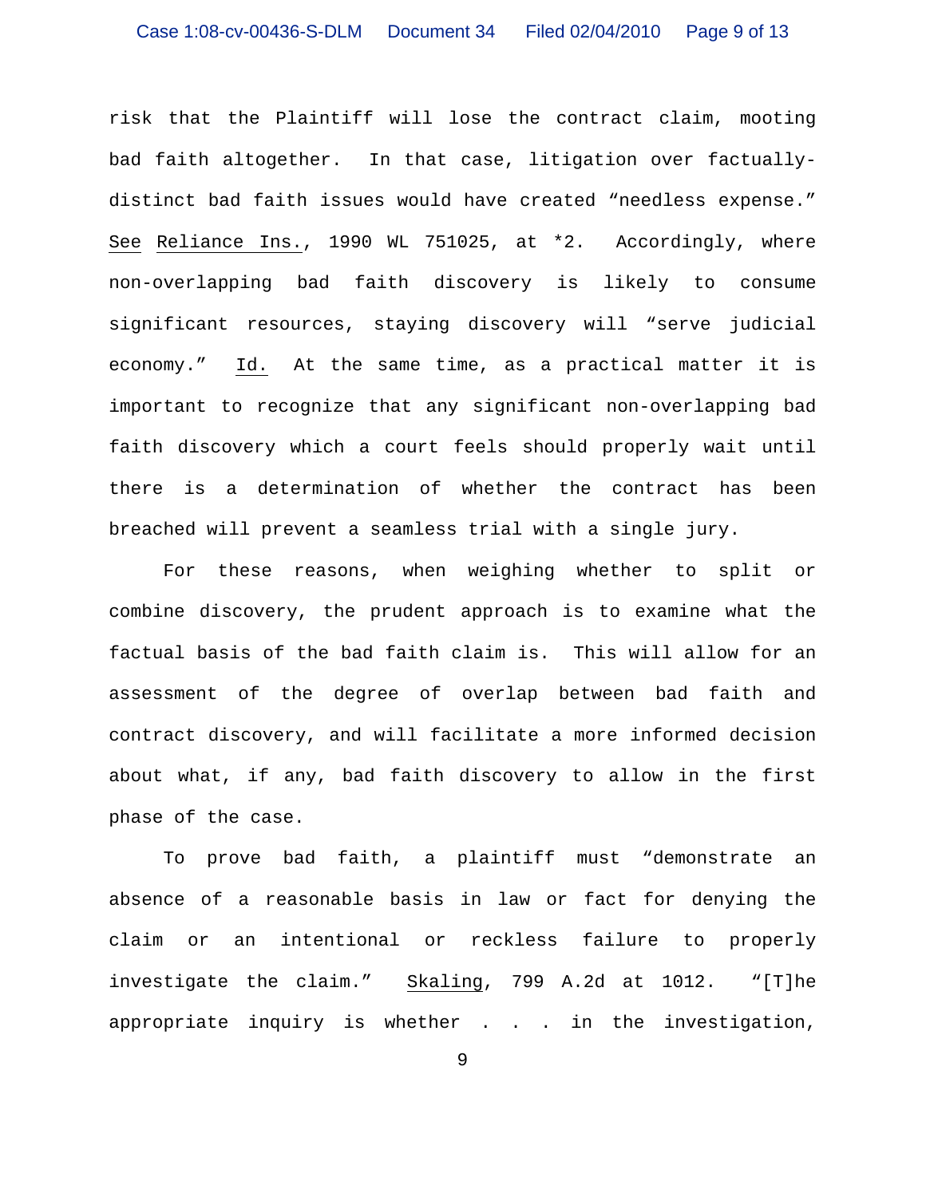risk that the Plaintiff will lose the contract claim, mooting bad faith altogether. In that case, litigation over factually-distinct bad faith issues would have created "needless expense." See Reliance Ins., 1990 WL 751025, at *2. Accordingly, where non-overlapping bad faith discovery is likely to consume significant resources, staying discovery will "serve judicial economy." Id. At the same time, as a practical matter it is important to recognize that any significant non-overlapping bad faith discovery which a court feels should properly wait until there is a determination of whether the contract has been breached will prevent a seamless trial with a single jury.

For these reasons, when weighing whether to split or combine discovery, the prudent approach is to examine what the factual basis of the bad faith claim is. This will allow for an assessment of the degree of overlap between bad faith and contract discovery, and will facilitate a more informed decision about what, if any, bad faith discovery to allow in the first phase of the case.

To prove bad faith, a plaintiff must "demonstrate an absence of a reasonable basis in law or fact for denying the claim or an intentional or reckless failure to properly investigate the claim." Skaling, 799 A.2d at 1012. "[T]he appropriate inquiry is whether . . . in the investigation,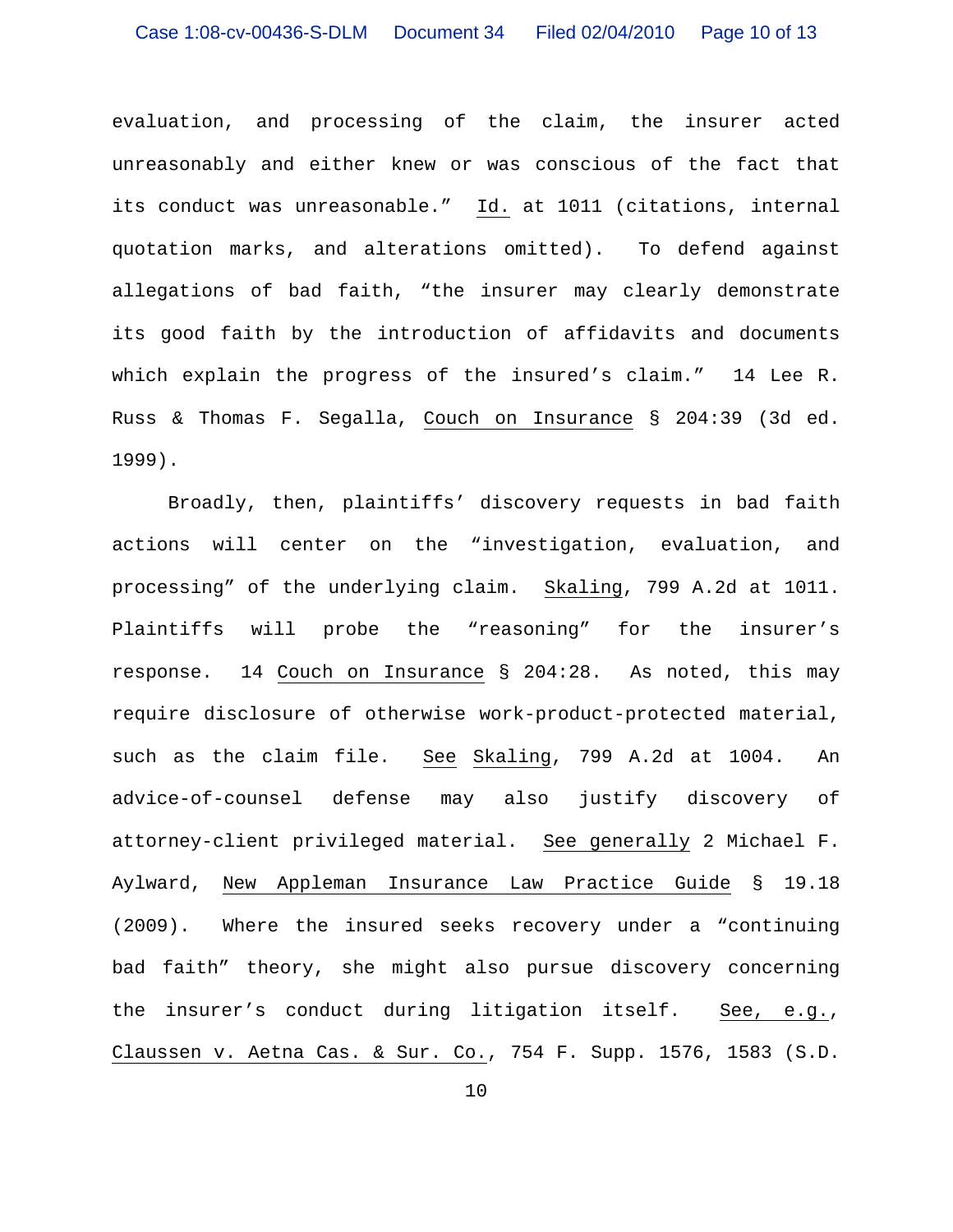evaluation, and processing of the claim, the insurer acted unreasonably and either knew or was conscious of the fact that its conduct was unreasonable." Id. at 1011 (citations, internal quotation marks, and alterations omitted). To defend against allegations of bad faith, "the insurer may clearly demonstrate its good faith by the introduction of affidavits and documents which explain the progress of the insured's claim." 14 Lee R. Russ & Thomas F. Segalla, Couch on Insurance § 204:39 (3d ed. 1999).

Broadly, then, plaintiffs' discovery requests in bad faith actions will center on the "investigation, evaluation, and processing" of the underlying claim. Skaling, 799 A.2d at 1011. Plaintiffs will probe the "reasoning" for the insurer's response. 14 Couch on Insurance § 204:28. As noted, this may require disclosure of otherwise work-product-protected material, such as the claim file. See Skaling, 799 A.2d at 1004. An advice-of-counsel defense may also justify discovery of attorney-client privileged material. See generally 2 Michael F. Aylward, New Appleman Insurance Law Practice Guide § 19.18 (2009). Where the insured seeks recovery under a "continuing bad faith" theory, she might also pursue discovery concerning the insurer's conduct during litigation itself. See, e.g., Claussen v. Aetna Cas. & Sur. Co., 754 F. Supp. 1576, 1583 (S.D.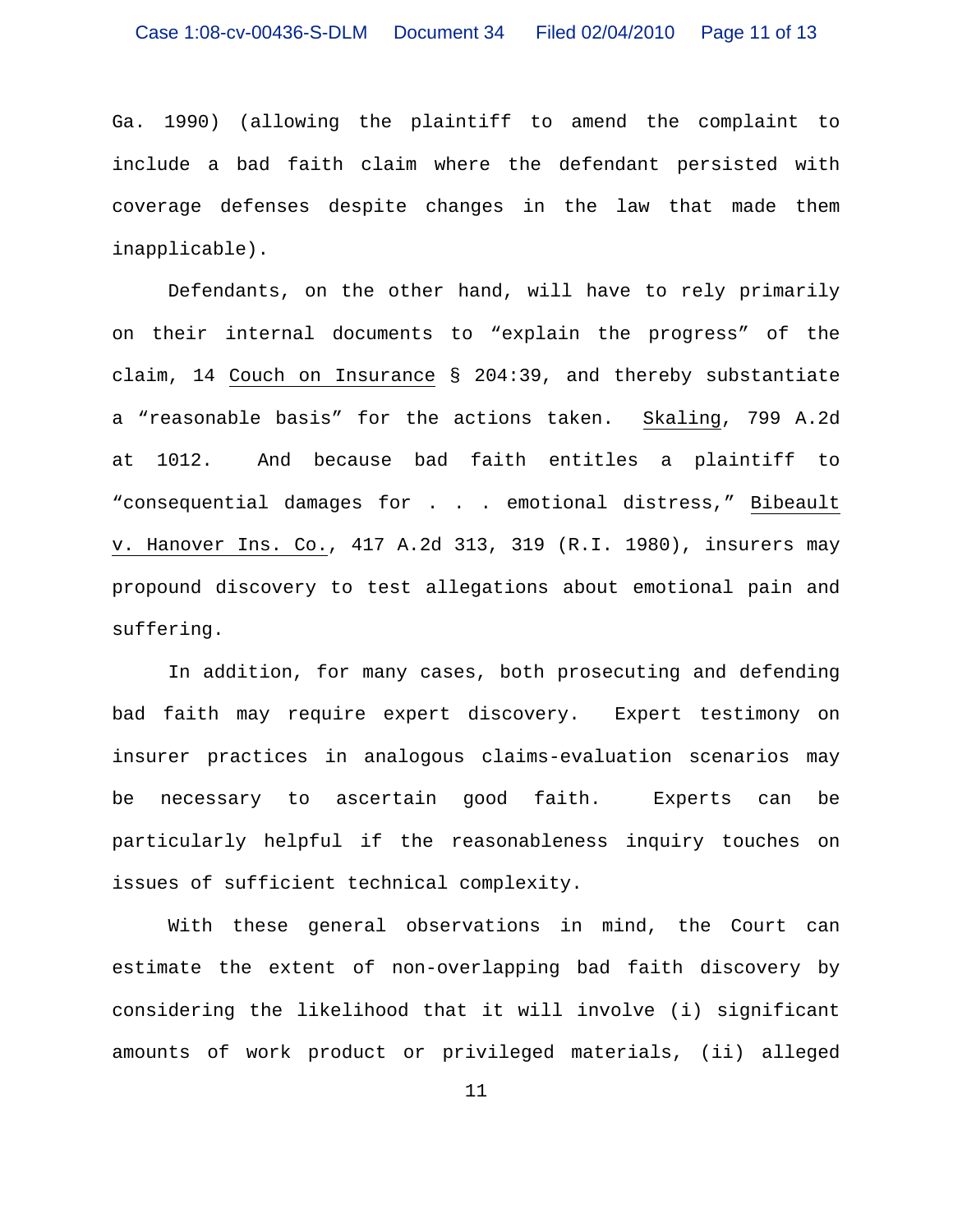Ga. 1990) (allowing the plaintiff to amend the complaint to include a bad faith claim where the defendant persisted with coverage defenses despite changes in the law that made them inapplicable).

Defendants, on the other hand, will have to rely primarily on their internal documents to "explain the progress" of the claim, 14 Couch on Insurance § 204:39, and thereby substantiate a "reasonable basis" for the actions taken. Skaling, 799 A.2d at 1012. And because bad faith entitles a plaintiff to "consequential damages for . . . emotional distress," Bibeault v. Hanover Ins. Co., 417 A.2d 313, 319 (R.I. 1980), insurers may propound discovery to test allegations about emotional pain and suffering.

In addition, for many cases, both prosecuting and defending bad faith may require expert discovery. Expert testimony on insurer practices in analogous claims-evaluation scenarios may be necessary to ascertain good faith. Experts can be particularly helpful if the reasonableness inquiry touches on issues of sufficient technical complexity.

With these general observations in mind, the Court can estimate the extent of non-overlapping bad faith discovery by considering the likelihood that it will involve (i) significant amounts of work product or privileged materials, (ii) alleged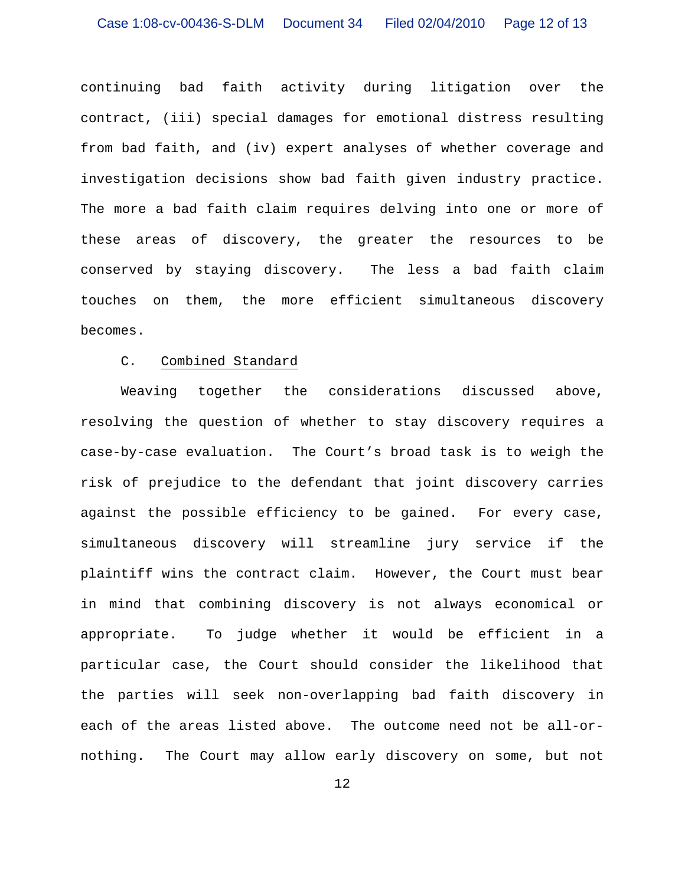continuing bad faith activity during litigation over the contract, (iii) special damages for emotional distress resulting from bad faith, and (iv) expert analyses of whether coverage and investigation decisions show bad faith given industry practice. The more a bad faith claim requires delving into one or more of these areas of discovery, the greater the resources to be conserved by staying discovery. The less a bad faith claim touches on them, the more efficient simultaneous discovery becomes.

C. Combined Standard

Weaving together the considerations discussed above, resolving the question of whether to stay discovery requires a case-by-case evaluation. The Court's broad task is to weigh the risk of prejudice to the defendant that joint discovery carries against the possible efficiency to be gained. For every case, simultaneous discovery will streamline jury service if the plaintiff wins the contract claim. However, the Court must bear in mind that combining discovery is not always economical or appropriate. To judge whether it would be efficient in a particular case, the Court should consider the likelihood that the parties will seek non-overlapping bad faith discovery in each of the areas listed above. The outcome need not be all-or-nothing. The Court may allow early discovery on some, but not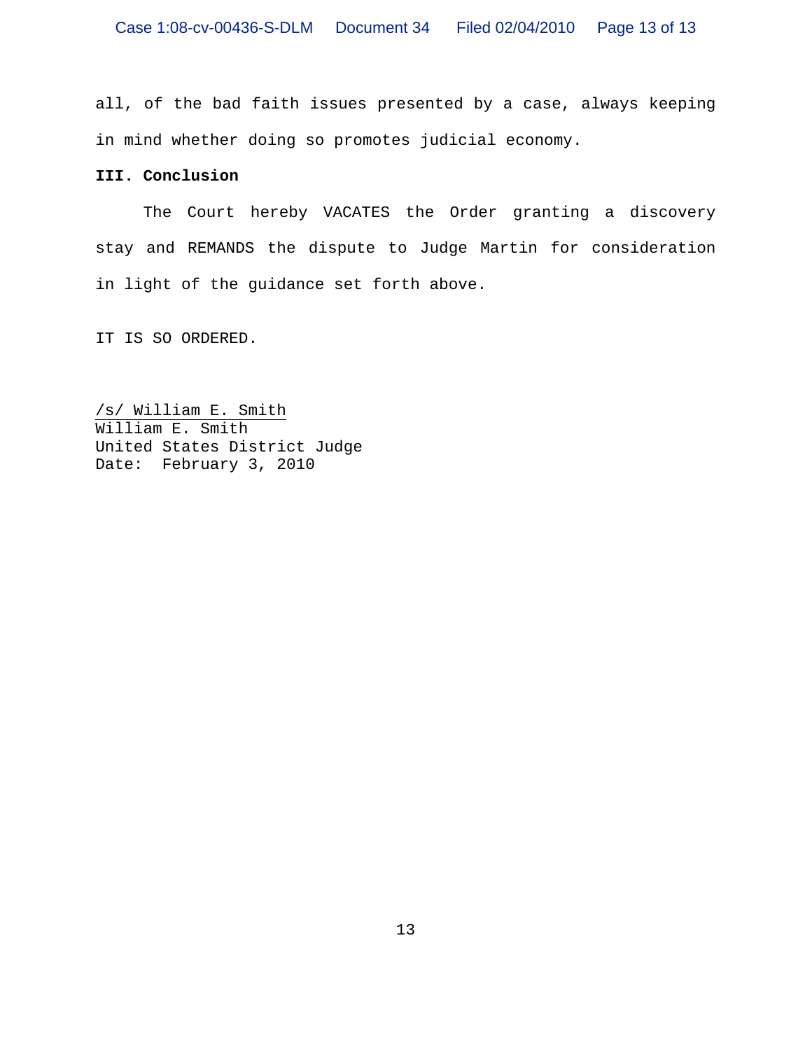all, of the bad faith issues presented by a case, always keeping in mind whether doing so promotes judicial economy.

**III. Conclusion**

The Court hereby VACATES the Order granting a discovery stay and REMANDS the dispute to Judge Martin for consideration in light of the guidance set forth above.

IT IS SO ORDERED.

/s/ William E. Smith
William E. Smith
United States District Judge
Date: February 3, 2010